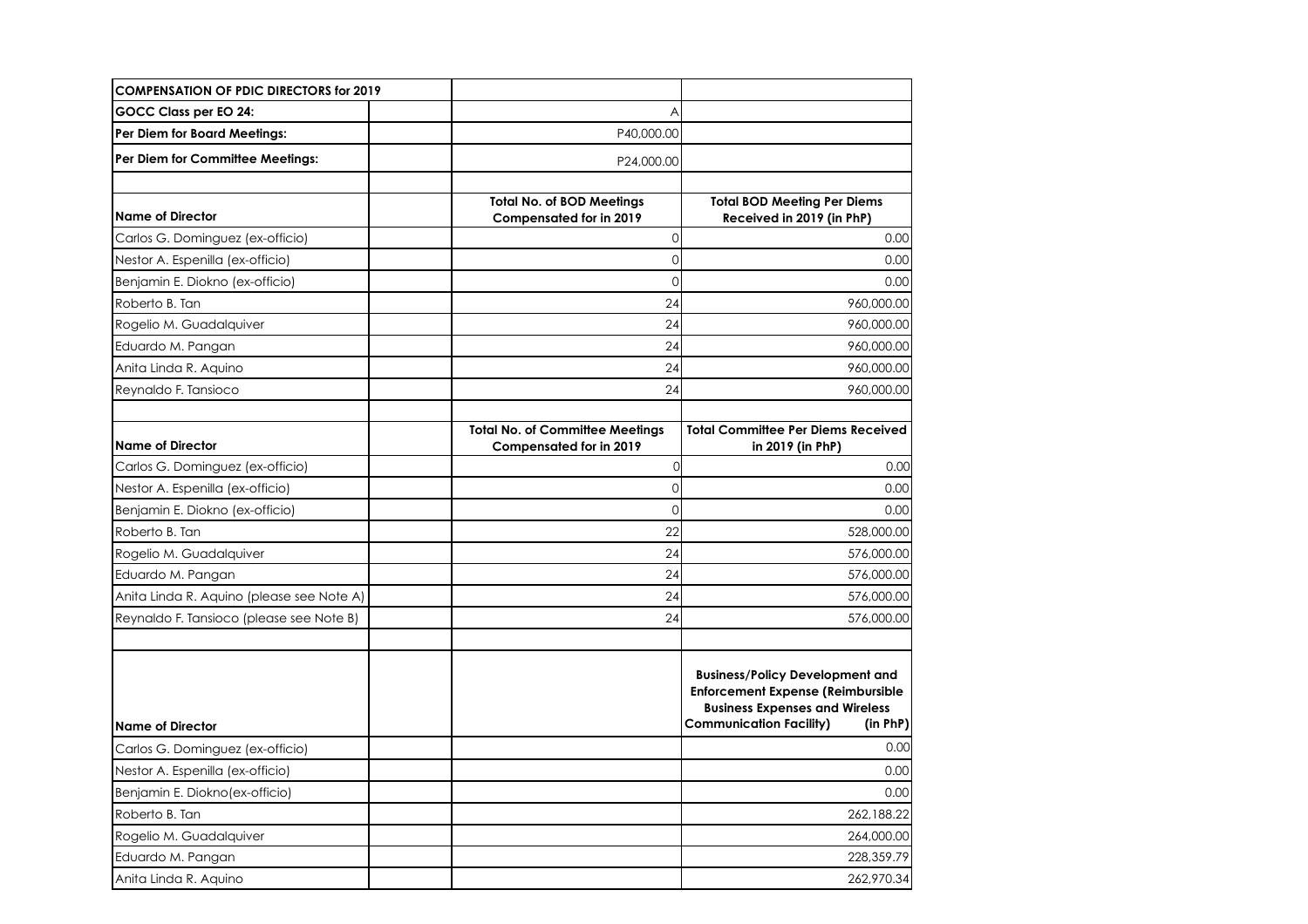| COMPENSATION OF PDIC DIRECTORS for 2019 | | | |
|---|---|---|---|
| GOCC Class per EO 24: | | A | |
| Per Diem for Board Meetings: | | P40,000.00 | |
| Per Diem for Committee Meetings: | | P24,000.00 | |
| | | | |
| **Name of Director** | | **Total No. of BOD Meetings Compensated for in 2019** | **Total BOD Meeting Per Diems Received in 2019 (in PhP)** |
| Carlos G. Dominguez (ex-officio) | | 0 | 0.00 |
| Nestor A. Espenilla (ex-officio) | | 0 | 0.00 |
| Benjamin E. Diokno (ex-officio) | | 0 | 0.00 |
| Roberto B. Tan | | 24 | 960,000.00 |
| Rogelio M. Guadalquiver | | 24 | 960,000.00 |
| Eduardo M. Pangan | | 24 | 960,000.00 |
| Anita Linda R. Aquino | | 24 | 960,000.00 |
| Reynaldo F. Tansioco | | 24 | 960,000.00 |
| | | | |
| **Name of Director** | | **Total No. of Committee Meetings Compensated for in 2019** | **Total Committee Per Diems Received in 2019 (in PhP)** |
| Carlos G. Dominguez (ex-officio) | | 0 | 0.00 |
| Nestor A. Espenilla (ex-officio) | | 0 | 0.00 |
| Benjamin E. Diokno (ex-officio) | | 0 | 0.00 |
| Roberto B. Tan | | 22 | 528,000.00 |
| Rogelio M. Guadalquiver | | 24 | 576,000.00 |
| Eduardo M. Pangan | | 24 | 576,000.00 |
| Anita Linda R. Aquino (please see Note A) | | 24 | 576,000.00 |
| Reynaldo F. Tansioco (please see Note B) | | 24 | 576,000.00 |
| | | | |
| **Name of Director** | | | **Business/Policy Development and Enforcement Expense (Reimbursible Business Expenses and Wireless Communication Facility) (in PhP)** |
| Carlos G. Dominguez (ex-officio) | | | 0.00 |
| Nestor A. Espenilla (ex-officio) | | | 0.00 |
| Benjamin E. Diokno(ex-officio) | | | 0.00 |
| Roberto B. Tan | | | 262,188.22 |
| Rogelio M. Guadalquiver | | | 264,000.00 |
| Eduardo M. Pangan | | | 228,359.79 |
| Anita Linda R. Aquino | | | 262,970.34 |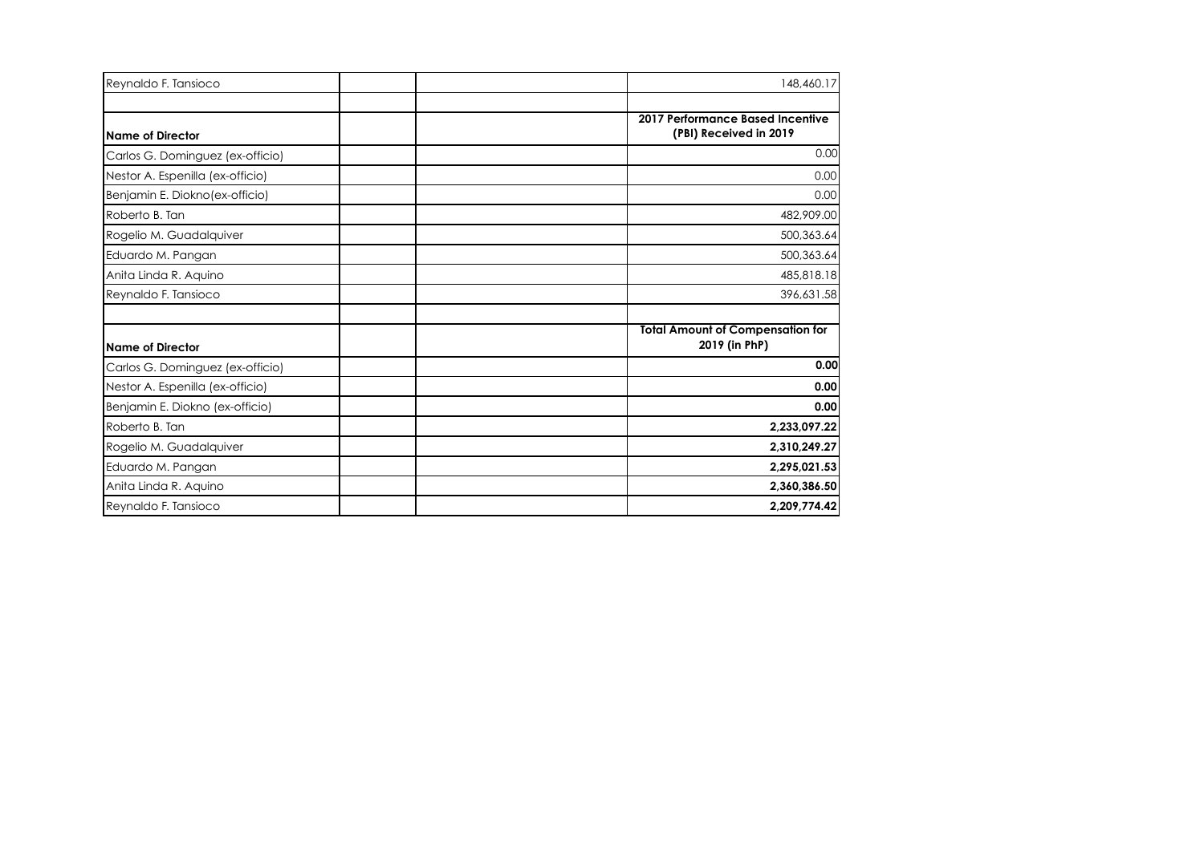| | | | |
|---|---|---|---|
| Reynaldo F. Tansioco | | | 148,460.17 |
| | | | |
| **Name of Director** | | | **2017 Performance Based Incentive (PBI) Received in 2019** |
| Carlos G. Dominguez (ex-officio) | | | 0.00 |
| Nestor A. Espenilla (ex-officio) | | | 0.00 |
| Benjamin E. Diokno(ex-officio) | | | 0.00 |
| Roberto B. Tan | | | 482,909.00 |
| Rogelio M. Guadalquiver | | | 500,363.64 |
| Eduardo M. Pangan | | | 500,363.64 |
| Anita Linda R. Aquino | | | 485,818.18 |
| Reynaldo F. Tansioco | | | 396,631.58 |
| | | | |
| **Name of Director** | | | **Total Amount of Compensation for 2019 (in PhP)** |
| Carlos G. Dominguez (ex-officio) | | | **0.00** |
| Nestor A. Espenilla (ex-officio) | | | **0.00** |
| Benjamin E. Diokno (ex-officio) | | | **0.00** |
| Roberto B. Tan | | | **2,233,097.22** |
| Rogelio M. Guadalquiver | | | **2,310,249.27** |
| Eduardo M. Pangan | | | **2,295,021.53** |
| Anita Linda R. Aquino | | | **2,360,386.50** |
| Reynaldo F. Tansioco | | | **2,209,774.42** |